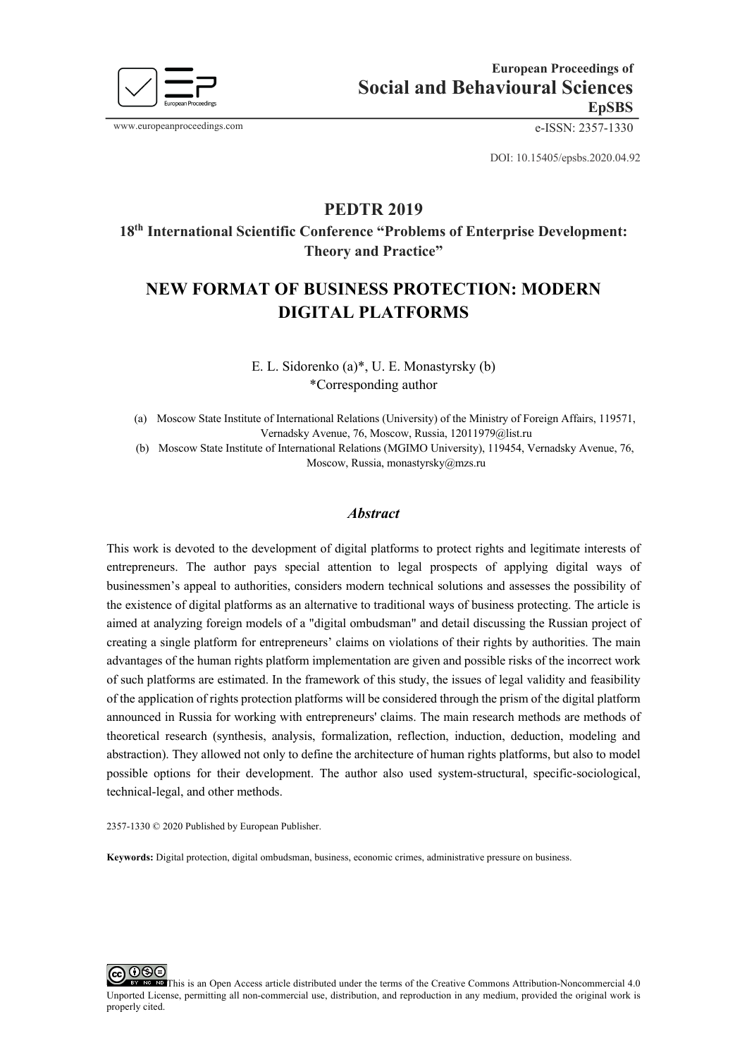European Proceedings of

**Social and Behavioural Sciences**

**EpSBS**

www.europeanproceedings.com

e-ISSN: 2357-1330

DOI: 10.15405/epsbs.2020.04.92

## PEDTR 2019

**18th International Scientific Conference "Problems of Enterprise Development: Theory and Practice"**

# NEW FORMAT OF BUSINESS PROTECTION: MODERN DIGITAL PLATFORMS

E. L. Sidorenko (a)*, U. E. Monastyrsky (b)

*Corresponding author

(a) Moscow State Institute of International Relations (University) of the Ministry of Foreign Affairs, 119571, Vernadsky Avenue, 76, Moscow, Russia, 12011979@list.ru

(b) Moscow State Institute of International Relations (MGIMO University), 119454, Vernadsky Avenue, 76, Moscow, Russia, monastyrsky@mzs.ru

### *Abstract*

This work is devoted to the development of digital platforms to protect rights and legitimate interests of entrepreneurs. The author pays special attention to legal prospects of applying digital ways of businessmen's appeal to authorities, considers modern technical solutions and assesses the possibility of the existence of digital platforms as an alternative to traditional ways of business protecting. The article is aimed at analyzing foreign models of a "digital ombudsman" and detail discussing the Russian project of creating a single platform for entrepreneurs' claims on violations of their rights by authorities. The main advantages of the human rights platform implementation are given and possible risks of the incorrect work of such platforms are estimated. In the framework of this study, the issues of legal validity and feasibility of the application of rights protection platforms will be considered through the prism of the digital platform announced in Russia for working with entrepreneurs' claims. The main research methods are methods of theoretical research (synthesis, analysis, formalization, reflection, induction, deduction, modeling and abstraction). They allowed not only to define the architecture of human rights platforms, but also to model possible options for their development. The author also used system-structural, specific-sociological, technical-legal, and other methods.

2357-1330 © 2020 Published by European Publisher.

**Keywords:** Digital protection, digital ombudsman, business, economic crimes, administrative pressure on business.

This is an Open Access article distributed under the terms of the Creative Commons Attribution-Noncommercial 4.0 Unported License, permitting all non-commercial use, distribution, and reproduction in any medium, provided the original work is properly cited.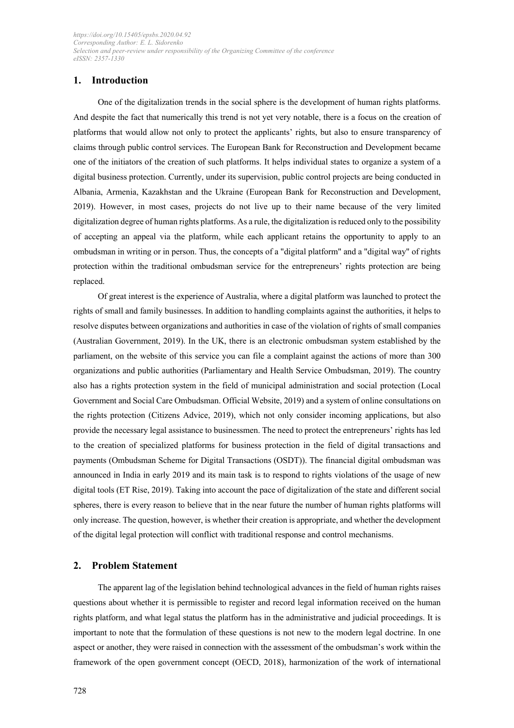## 1. Introduction

One of the digitalization trends in the social sphere is the development of human rights platforms. And despite the fact that numerically this trend is not yet very notable, there is a focus on the creation of platforms that would allow not only to protect the applicants' rights, but also to ensure transparency of claims through public control services. The European Bank for Reconstruction and Development became one of the initiators of the creation of such platforms. It helps individual states to organize a system of a digital business protection. Currently, under its supervision, public control projects are being conducted in Albania, Armenia, Kazakhstan and the Ukraine (European Bank for Reconstruction and Development, 2019). However, in most cases, projects do not live up to their name because of the very limited digitalization degree of human rights platforms. As a rule, the digitalization is reduced only to the possibility of accepting an appeal via the platform, while each applicant retains the opportunity to apply to an ombudsman in writing or in person. Thus, the concepts of a "digital platform" and a "digital way" of rights protection within the traditional ombudsman service for the entrepreneurs' rights protection are being replaced.

Of great interest is the experience of Australia, where a digital platform was launched to protect the rights of small and family businesses. In addition to handling complaints against the authorities, it helps to resolve disputes between organizations and authorities in case of the violation of rights of small companies (Australian Government, 2019). In the UK, there is an electronic ombudsman system established by the parliament, on the website of this service you can file a complaint against the actions of more than 300 organizations and public authorities (Parliamentary and Health Service Ombudsman, 2019). The country also has a rights protection system in the field of municipal administration and social protection (Local Government and Social Care Ombudsman. Official Website, 2019) and a system of online consultations on the rights protection (Citizens Advice, 2019), which not only consider incoming applications, but also provide the necessary legal assistance to businessmen. The need to protect the entrepreneurs' rights has led to the creation of specialized platforms for business protection in the field of digital transactions and payments (Ombudsman Scheme for Digital Transactions (OSDT)). The financial digital ombudsman was announced in India in early 2019 and its main task is to respond to rights violations of the usage of new digital tools (ET Rise, 2019). Taking into account the pace of digitalization of the state and different social spheres, there is every reason to believe that in the near future the number of human rights platforms will only increase. The question, however, is whether their creation is appropriate, and whether the development of the digital legal protection will conflict with traditional response and control mechanisms.

## 2. Problem Statement

The apparent lag of the legislation behind technological advances in the field of human rights raises questions about whether it is permissible to register and record legal information received on the human rights platform, and what legal status the platform has in the administrative and judicial proceedings. It is important to note that the formulation of these questions is not new to the modern legal doctrine. In one aspect or another, they were raised in connection with the assessment of the ombudsman's work within the framework of the open government concept (OECD, 2018), harmonization of the work of international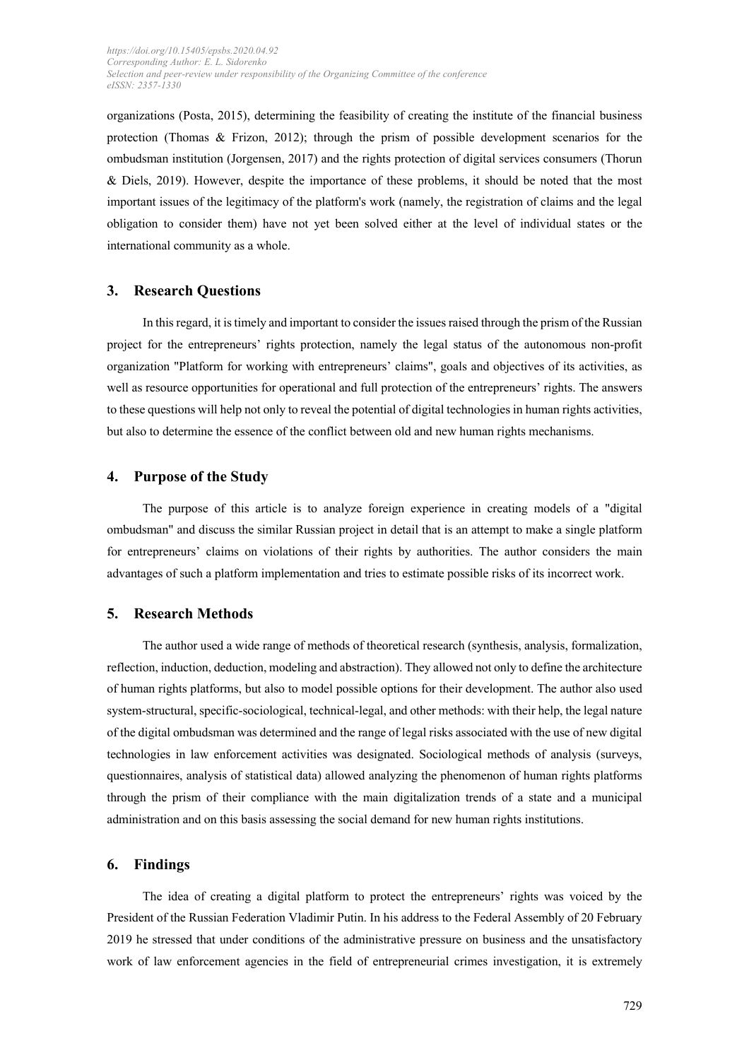organizations (Posta, 2015), determining the feasibility of creating the institute of the financial business protection (Thomas & Frizon, 2012); through the prism of possible development scenarios for the ombudsman institution (Jorgensen, 2017) and the rights protection of digital services consumers (Thorun & Diels, 2019). However, despite the importance of these problems, it should be noted that the most important issues of the legitimacy of the platform's work (namely, the registration of claims and the legal obligation to consider them) have not yet been solved either at the level of individual states or the international community as a whole.

## 3. Research Questions

In this regard, it is timely and important to consider the issues raised through the prism of the Russian project for the entrepreneurs' rights protection, namely the legal status of the autonomous non-profit organization "Platform for working with entrepreneurs' claims", goals and objectives of its activities, as well as resource opportunities for operational and full protection of the entrepreneurs' rights. The answers to these questions will help not only to reveal the potential of digital technologies in human rights activities, but also to determine the essence of the conflict between old and new human rights mechanisms.

## 4. Purpose of the Study

The purpose of this article is to analyze foreign experience in creating models of a "digital ombudsman" and discuss the similar Russian project in detail that is an attempt to make a single platform for entrepreneurs' claims on violations of their rights by authorities. The author considers the main advantages of such a platform implementation and tries to estimate possible risks of its incorrect work.

## 5. Research Methods

The author used a wide range of methods of theoretical research (synthesis, analysis, formalization, reflection, induction, deduction, modeling and abstraction). They allowed not only to define the architecture of human rights platforms, but also to model possible options for their development. The author also used system-structural, specific-sociological, technical-legal, and other methods: with their help, the legal nature of the digital ombudsman was determined and the range of legal risks associated with the use of new digital technologies in law enforcement activities was designated. Sociological methods of analysis (surveys, questionnaires, analysis of statistical data) allowed analyzing the phenomenon of human rights platforms through the prism of their compliance with the main digitalization trends of a state and a municipal administration and on this basis assessing the social demand for new human rights institutions.

## 6. Findings

The idea of creating a digital platform to protect the entrepreneurs' rights was voiced by the President of the Russian Federation Vladimir Putin. In his address to the Federal Assembly of 20 February 2019 he stressed that under conditions of the administrative pressure on business and the unsatisfactory work of law enforcement agencies in the field of entrepreneurial crimes investigation, it is extremely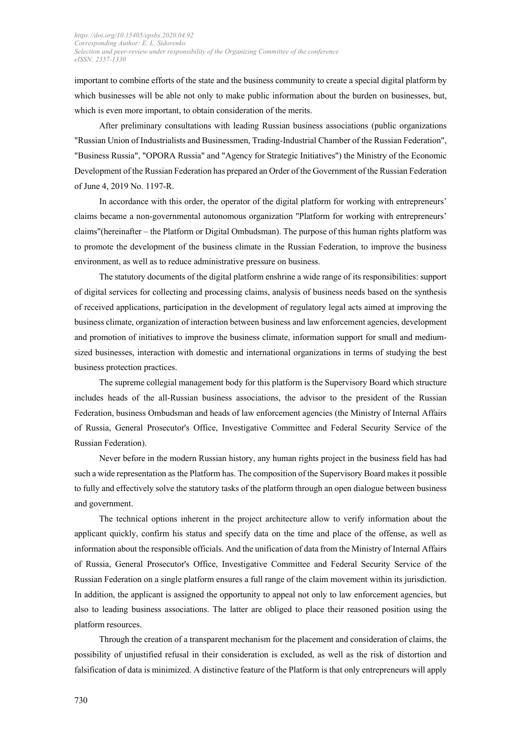important to combine efforts of the state and the business community to create a special digital platform by which businesses will be able not only to make public information about the burden on businesses, but, which is even more important, to obtain consideration of the merits.

After preliminary consultations with leading Russian business associations (public organizations "Russian Union of Industrialists and Businessmen, Trading-Industrial Chamber of the Russian Federation", "Business Russia", "OPORA Russia" and "Agency for Strategic Initiatives") the Ministry of the Economic Development of the Russian Federation has prepared an Order of the Government of the Russian Federation of June 4, 2019 No. 1197-R.

In accordance with this order, the operator of the digital platform for working with entrepreneurs' claims became a non-governmental autonomous organization "Platform for working with entrepreneurs' claims"(hereinafter – the Platform or Digital Ombudsman). The purpose of this human rights platform was to promote the development of the business climate in the Russian Federation, to improve the business environment, as well as to reduce administrative pressure on business.

The statutory documents of the digital platform enshrine a wide range of its responsibilities: support of digital services for collecting and processing claims, analysis of business needs based on the synthesis of received applications, participation in the development of regulatory legal acts aimed at improving the business climate, organization of interaction between business and law enforcement agencies, development and promotion of initiatives to improve the business climate, information support for small and medium-sized businesses, interaction with domestic and international organizations in terms of studying the best business protection practices.

The supreme collegial management body for this platform is the Supervisory Board which structure includes heads of the all-Russian business associations, the advisor to the president of the Russian Federation, business Ombudsman and heads of law enforcement agencies (the Ministry of Internal Affairs of Russia, General Prosecutor's Office, Investigative Committee and Federal Security Service of the Russian Federation).

Never before in the modern Russian history, any human rights project in the business field has had such a wide representation as the Platform has. The composition of the Supervisory Board makes it possible to fully and effectively solve the statutory tasks of the platform through an open dialogue between business and government.

The technical options inherent in the project architecture allow to verify information about the applicant quickly, confirm his status and specify data on the time and place of the offense, as well as information about the responsible officials. And the unification of data from the Ministry of Internal Affairs of Russia, General Prosecutor's Office, Investigative Committee and Federal Security Service of the Russian Federation on a single platform ensures a full range of the claim movement within its jurisdiction. In addition, the applicant is assigned the opportunity to appeal not only to law enforcement agencies, but also to leading business associations. The latter are obliged to place their reasoned position using the platform resources.

Through the creation of a transparent mechanism for the placement and consideration of claims, the possibility of unjustified refusal in their consideration is excluded, as well as the risk of distortion and falsification of data is minimized. A distinctive feature of the Platform is that only entrepreneurs will apply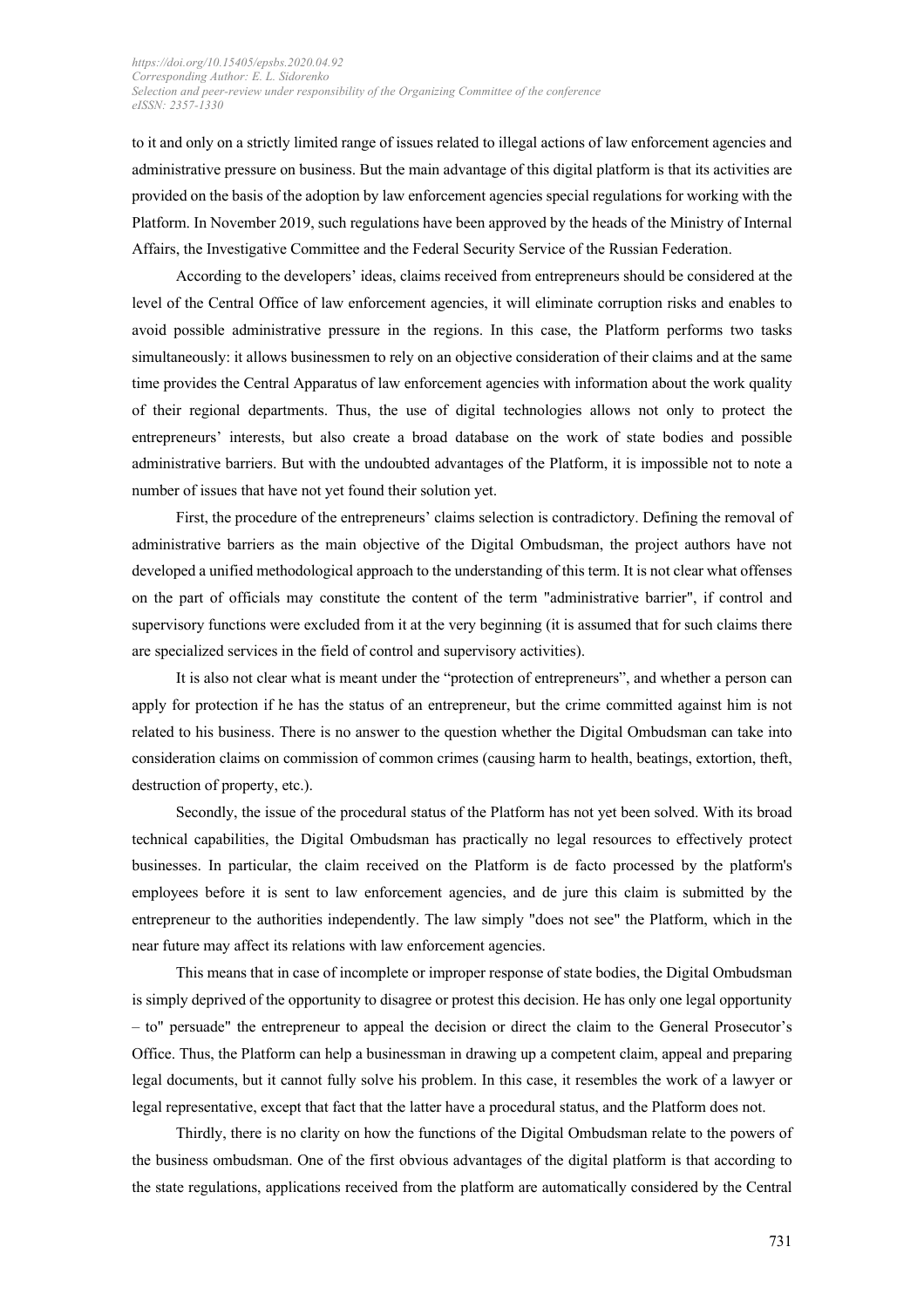to it and only on a strictly limited range of issues related to illegal actions of law enforcement agencies and administrative pressure on business. But the main advantage of this digital platform is that its activities are provided on the basis of the adoption by law enforcement agencies special regulations for working with the Platform. In November 2019, such regulations have been approved by the heads of the Ministry of Internal Affairs, the Investigative Committee and the Federal Security Service of the Russian Federation.

According to the developers' ideas, claims received from entrepreneurs should be considered at the level of the Central Office of law enforcement agencies, it will eliminate corruption risks and enables to avoid possible administrative pressure in the regions. In this case, the Platform performs two tasks simultaneously: it allows businessmen to rely on an objective consideration of their claims and at the same time provides the Central Apparatus of law enforcement agencies with information about the work quality of their regional departments. Thus, the use of digital technologies allows not only to protect the entrepreneurs' interests, but also create a broad database on the work of state bodies and possible administrative barriers. But with the undoubted advantages of the Platform, it is impossible not to note a number of issues that have not yet found their solution yet.

First, the procedure of the entrepreneurs' claims selection is contradictory. Defining the removal of administrative barriers as the main objective of the Digital Ombudsman, the project authors have not developed a unified methodological approach to the understanding of this term. It is not clear what offenses on the part of officials may constitute the content of the term "administrative barrier", if control and supervisory functions were excluded from it at the very beginning (it is assumed that for such claims there are specialized services in the field of control and supervisory activities).

It is also not clear what is meant under the "protection of entrepreneurs", and whether a person can apply for protection if he has the status of an entrepreneur, but the crime committed against him is not related to his business. There is no answer to the question whether the Digital Ombudsman can take into consideration claims on commission of common crimes (causing harm to health, beatings, extortion, theft, destruction of property, etc.).

Secondly, the issue of the procedural status of the Platform has not yet been solved. With its broad technical capabilities, the Digital Ombudsman has practically no legal resources to effectively protect businesses. In particular, the claim received on the Platform is de facto processed by the platform's employees before it is sent to law enforcement agencies, and de jure this claim is submitted by the entrepreneur to the authorities independently. The law simply "does not see" the Platform, which in the near future may affect its relations with law enforcement agencies.

This means that in case of incomplete or improper response of state bodies, the Digital Ombudsman is simply deprived of the opportunity to disagree or protest this decision. He has only one legal opportunity – to" persuade" the entrepreneur to appeal the decision or direct the claim to the General Prosecutor's Office. Thus, the Platform can help a businessman in drawing up a competent claim, appeal and preparing legal documents, but it cannot fully solve his problem. In this case, it resembles the work of a lawyer or legal representative, except that fact that the latter have a procedural status, and the Platform does not.

Thirdly, there is no clarity on how the functions of the Digital Ombudsman relate to the powers of the business ombudsman. One of the first obvious advantages of the digital platform is that according to the state regulations, applications received from the platform are automatically considered by the Central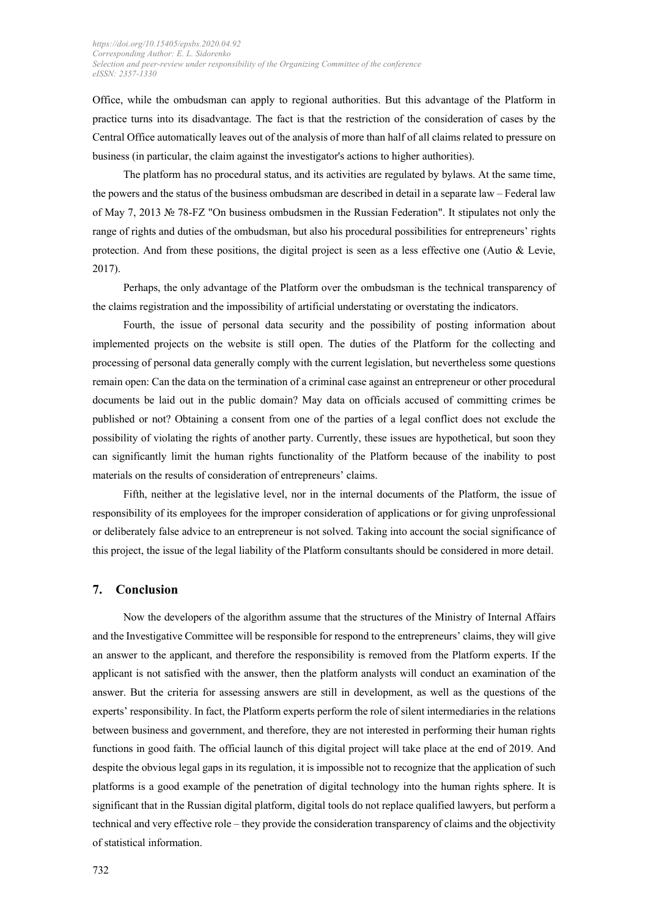Office, while the ombudsman can apply to regional authorities. But this advantage of the Platform in practice turns into its disadvantage. The fact is that the restriction of the consideration of cases by the Central Office automatically leaves out of the analysis of more than half of all claims related to pressure on business (in particular, the claim against the investigator's actions to higher authorities).

The platform has no procedural status, and its activities are regulated by bylaws. At the same time, the powers and the status of the business ombudsman are described in detail in a separate law – Federal law of May 7, 2013 № 78-FZ "On business ombudsmen in the Russian Federation". It stipulates not only the range of rights and duties of the ombudsman, but also his procedural possibilities for entrepreneurs' rights protection. And from these positions, the digital project is seen as a less effective one (Autio & Levie, 2017).

Perhaps, the only advantage of the Platform over the ombudsman is the technical transparency of the claims registration and the impossibility of artificial understating or overstating the indicators.

Fourth, the issue of personal data security and the possibility of posting information about implemented projects on the website is still open. The duties of the Platform for the collecting and processing of personal data generally comply with the current legislation, but nevertheless some questions remain open: Can the data on the termination of a criminal case against an entrepreneur or other procedural documents be laid out in the public domain? May data on officials accused of committing crimes be published or not? Obtaining a consent from one of the parties of a legal conflict does not exclude the possibility of violating the rights of another party. Currently, these issues are hypothetical, but soon they can significantly limit the human rights functionality of the Platform because of the inability to post materials on the results of consideration of entrepreneurs' claims.

Fifth, neither at the legislative level, nor in the internal documents of the Platform, the issue of responsibility of its employees for the improper consideration of applications or for giving unprofessional or deliberately false advice to an entrepreneur is not solved. Taking into account the social significance of this project, the issue of the legal liability of the Platform consultants should be considered in more detail.

## 7. Conclusion

Now the developers of the algorithm assume that the structures of the Ministry of Internal Affairs and the Investigative Committee will be responsible for respond to the entrepreneurs' claims, they will give an answer to the applicant, and therefore the responsibility is removed from the Platform experts. If the applicant is not satisfied with the answer, then the platform analysts will conduct an examination of the answer. But the criteria for assessing answers are still in development, as well as the questions of the experts' responsibility. In fact, the Platform experts perform the role of silent intermediaries in the relations between business and government, and therefore, they are not interested in performing their human rights functions in good faith. The official launch of this digital project will take place at the end of 2019. And despite the obvious legal gaps in its regulation, it is impossible not to recognize that the application of such platforms is a good example of the penetration of digital technology into the human rights sphere. It is significant that in the Russian digital platform, digital tools do not replace qualified lawyers, but perform a technical and very effective role – they provide the consideration transparency of claims and the objectivity of statistical information.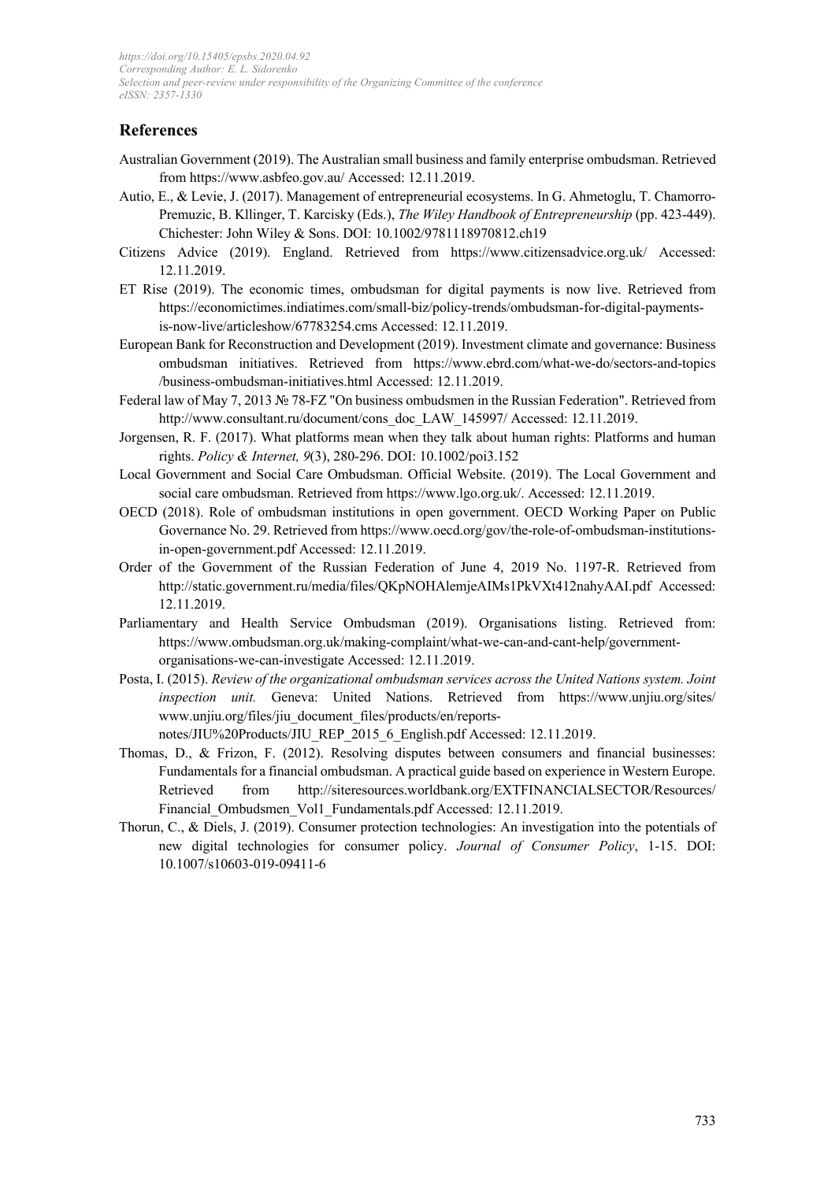## References

Australian Government (2019). The Australian small business and family enterprise ombudsman. Retrieved from https://www.asbfeo.gov.au/ Accessed: 12.11.2019.

Autio, E., & Levie, J. (2017). Management of entrepreneurial ecosystems. In G. Ahmetoglu, T. Chamorro-Premuzic, B. Kllinger, T. Karcisky (Eds.), *The Wiley Handbook of Entrepreneurship* (pp. 423-449). Chichester: John Wiley & Sons. DOI: 10.1002/9781118970812.ch19

Citizens Advice (2019). England. Retrieved from https://www.citizensadvice.org.uk/ Accessed: 12.11.2019.

ET Rise (2019). The economic times, ombudsman for digital payments is now live. Retrieved from https://economictimes.indiatimes.com/small-biz/policy-trends/ombudsman-for-digital-payments-is-now-live/articleshow/67783254.cms Accessed: 12.11.2019.

European Bank for Reconstruction and Development (2019). Investment climate and governance: Business ombudsman initiatives. Retrieved from https://www.ebrd.com/what-we-do/sectors-and-topics /business-ombudsman-initiatives.html Accessed: 12.11.2019.

Federal law of May 7, 2013 № 78-FZ "On business ombudsmen in the Russian Federation". Retrieved from http://www.consultant.ru/document/cons_doc_LAW_145997/ Accessed: 12.11.2019.

Jorgensen, R. F. (2017). What platforms mean when they talk about human rights: Platforms and human rights. *Policy & Internet, 9*(3), 280-296. DOI: 10.1002/poi3.152

Local Government and Social Care Ombudsman. Official Website. (2019). The Local Government and social care ombudsman. Retrieved from https://www.lgo.org.uk/. Accessed: 12.11.2019.

OECD (2018). Role of ombudsman institutions in open government. OECD Working Paper on Public Governance No. 29. Retrieved from https://www.oecd.org/gov/the-role-of-ombudsman-institutions-in-open-government.pdf Accessed: 12.11.2019.

Order of the Government of the Russian Federation of June 4, 2019 No. 1197-R. Retrieved from http://static.government.ru/media/files/QKpNOHAlemjeAIMs1PkVXt412nahyAAI.pdf Accessed: 12.11.2019.

Parliamentary and Health Service Ombudsman (2019). Organisations listing. Retrieved from: https://www.ombudsman.org.uk/making-complaint/what-we-can-and-cant-help/government-organisations-we-can-investigate Accessed: 12.11.2019.

Posta, I. (2015). *Review of the organizational ombudsman services across the United Nations system. Joint inspection unit.* Geneva: United Nations. Retrieved from https://www.unjiu.org/sites/ www.unjiu.org/files/jiu_document_files/products/en/reports-notes/JIU%20Products/JIU_REP_2015_6_English.pdf Accessed: 12.11.2019.

Thomas, D., & Frizon, F. (2012). Resolving disputes between consumers and financial businesses: Fundamentals for a financial ombudsman. A practical guide based on experience in Western Europe. Retrieved from http://siteresources.worldbank.org/EXTFINANCIALSECTOR/Resources/ Financial_Ombudsmen_Vol1_Fundamentals.pdf Accessed: 12.11.2019.

Thorun, C., & Diels, J. (2019). Consumer protection technologies: An investigation into the potentials of new digital technologies for consumer policy. *Journal of Consumer Policy*, 1-15. DOI: 10.1007/s10603-019-09411-6